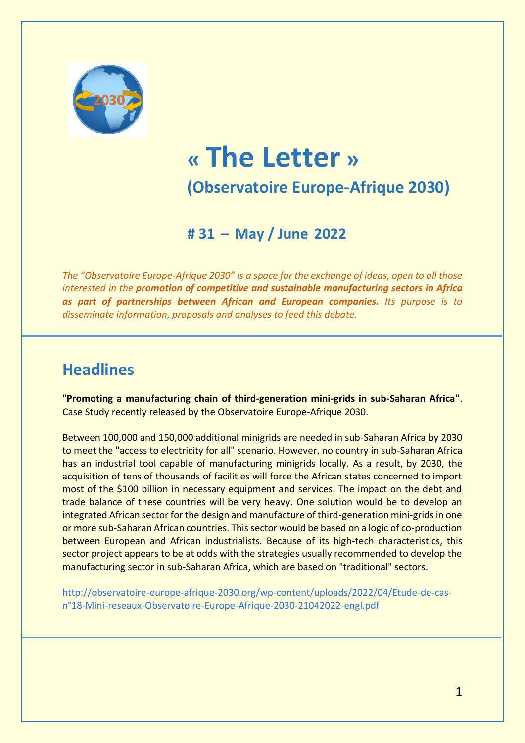# « The Letter »

## (Observatoire Europe-Afrique 2030)

### # 31 – May / June 2022

*The "Observatoire Europe-Afrique 2030" is a space for the exchange of ideas, open to all those interested in the **promotion of competitive and sustainable manufacturing sectors in Africa as part of partnerships between African and European companies.** Its purpose is to disseminate information, proposals and analyses to feed this debate.*

## Headlines

"**Promoting a manufacturing chain of third-generation mini-grids in sub-Saharan Africa**". Case Study recently released by the Observatoire Europe-Afrique 2030.

Between 100,000 and 150,000 additional minigrids are needed in sub-Saharan Africa by 2030 to meet the "access to electricity for all" scenario. However, no country in sub-Saharan Africa has an industrial tool capable of manufacturing minigrids locally. As a result, by 2030, the acquisition of tens of thousands of facilities will force the African states concerned to import most of the $100 billion in necessary equipment and services. The impact on the debt and trade balance of these countries will be very heavy. One solution would be to develop an integrated African sector for the design and manufacture of third-generation mini-grids in one or more sub-Saharan African countries. This sector would be based on a logic of co-production between European and African industrialists. Because of its high-tech characteristics, this sector project appears to be at odds with the strategies usually recommended to develop the manufacturing sector in sub-Saharan Africa, which are based on "traditional" sectors.

http://observatoire-europe-afrique-2030.org/wp-content/uploads/2022/04/Etude-de-cas-n°18-Mini-reseaux-Observatoire-Europe-Afrique-2030-21042022-engl.pdf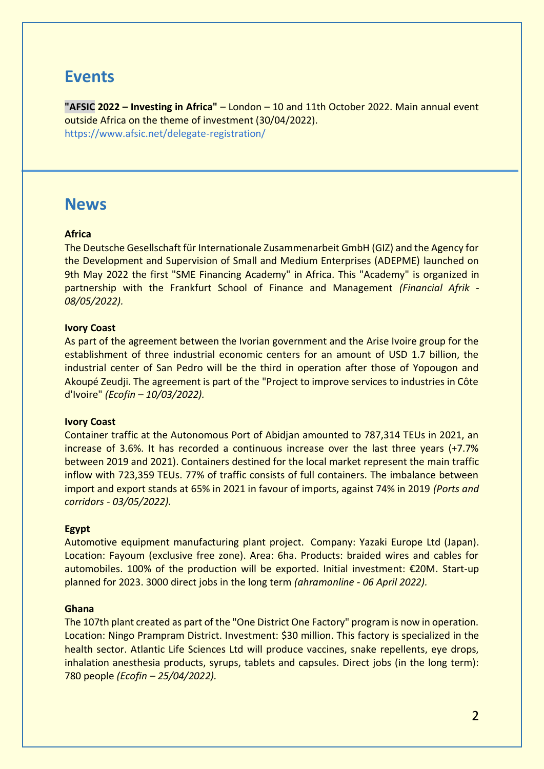## Events

**"AFSIC 2022 – Investing in Africa"** – London – 10 and 11th October 2022. Main annual event outside Africa on the theme of investment (30/04/2022).
https://www.afsic.net/delegate-registration/

## News

**Africa**
The Deutsche Gesellschaft für Internationale Zusammenarbeit GmbH (GIZ) and the Agency for the Development and Supervision of Small and Medium Enterprises (ADEPME) launched on 9th May 2022 the first "SME Financing Academy" in Africa. This "Academy" is organized in partnership with the Frankfurt School of Finance and Management *(Financial Afrik - 08/05/2022).*

**Ivory Coast**
As part of the agreement between the Ivorian government and the Arise Ivoire group for the establishment of three industrial economic centers for an amount of USD 1.7 billion, the industrial center of San Pedro will be the third in operation after those of Yopougon and Akoupé Zeudji. The agreement is part of the "Project to improve services to industries in Côte d'Ivoire" *(Ecofin – 10/03/2022).*

**Ivory Coast**
Container traffic at the Autonomous Port of Abidjan amounted to 787,314 TEUs in 2021, an increase of 3.6%. It has recorded a continuous increase over the last three years (+7.7% between 2019 and 2021). Containers destined for the local market represent the main traffic inflow with 723,359 TEUs. 77% of traffic consists of full containers. The imbalance between import and export stands at 65% in 2021 in favour of imports, against 74% in 2019 *(Ports and corridors - 03/05/2022).*

**Egypt**
Automotive equipment manufacturing plant project. Company: Yazaki Europe Ltd (Japan). Location: Fayoum (exclusive free zone). Area: 6ha. Products: braided wires and cables for automobiles. 100% of the production will be exported. Initial investment: €20M. Start-up planned for 2023. 3000 direct jobs in the long term *(ahramonline - 06 April 2022).*

**Ghana**
The 107th plant created as part of the "One District One Factory" program is now in operation. Location: Ningo Prampram District. Investment: $30 million. This factory is specialized in the health sector. Atlantic Life Sciences Ltd will produce vaccines, snake repellents, eye drops, inhalation anesthesia products, syrups, tablets and capsules. Direct jobs (in the long term): 780 people *(Ecofin – 25/04/2022).*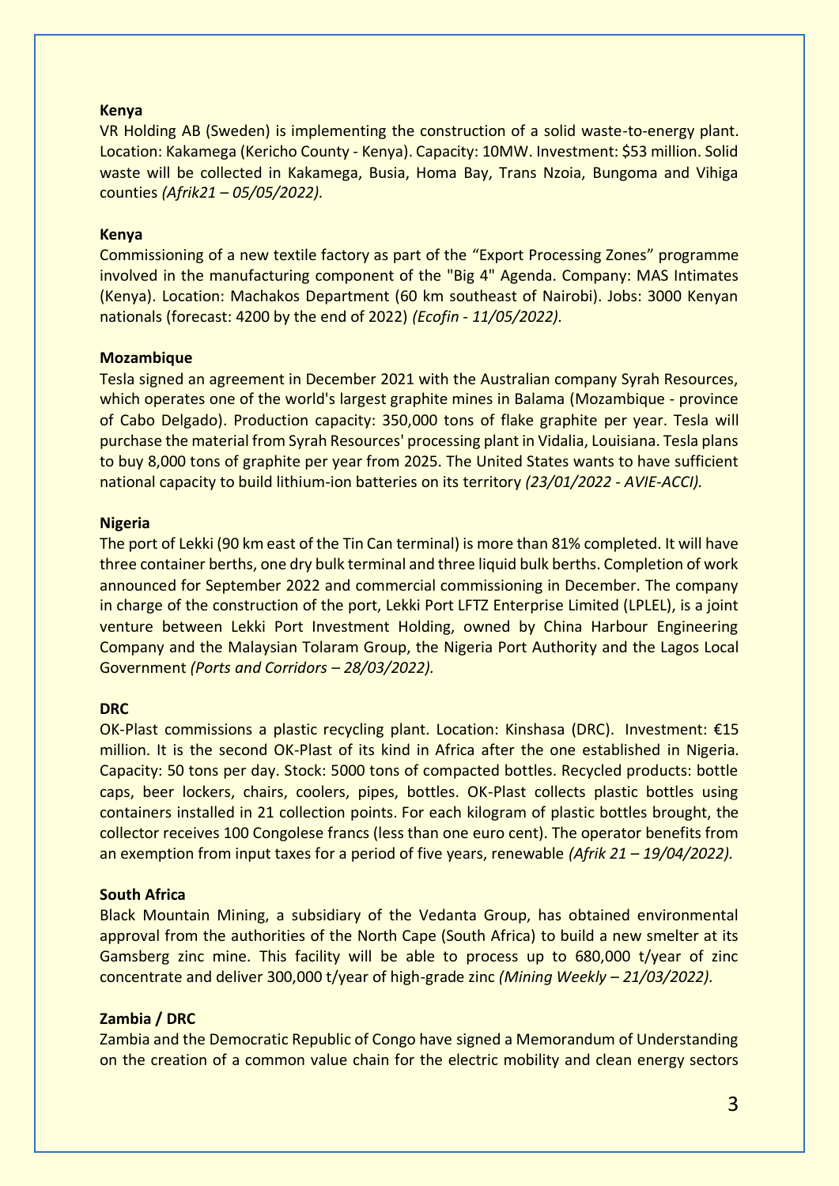**Kenya**

VR Holding AB (Sweden) is implementing the construction of a solid waste-to-energy plant. Location: Kakamega (Kericho County - Kenya). Capacity: 10MW. Investment: $53 million. Solid waste will be collected in Kakamega, Busia, Homa Bay, Trans Nzoia, Bungoma and Vihiga counties *(Afrik21 – 05/05/2022).*

**Kenya**

Commissioning of a new textile factory as part of the "Export Processing Zones" programme involved in the manufacturing component of the "Big 4" Agenda. Company: MAS Intimates (Kenya). Location: Machakos Department (60 km southeast of Nairobi). Jobs: 3000 Kenyan nationals (forecast: 4200 by the end of 2022) *(Ecofin - 11/05/2022).*

**Mozambique**

Tesla signed an agreement in December 2021 with the Australian company Syrah Resources, which operates one of the world's largest graphite mines in Balama (Mozambique - province of Cabo Delgado). Production capacity: 350,000 tons of flake graphite per year. Tesla will purchase the material from Syrah Resources' processing plant in Vidalia, Louisiana. Tesla plans to buy 8,000 tons of graphite per year from 2025. The United States wants to have sufficient national capacity to build lithium-ion batteries on its territory *(23/01/2022 - AVIE-ACCI).*

**Nigeria**

The port of Lekki (90 km east of the Tin Can terminal) is more than 81% completed. It will have three container berths, one dry bulk terminal and three liquid bulk berths. Completion of work announced for September 2022 and commercial commissioning in December. The company in charge of the construction of the port, Lekki Port LFTZ Enterprise Limited (LPLEL), is a joint venture between Lekki Port Investment Holding, owned by China Harbour Engineering Company and the Malaysian Tolaram Group, the Nigeria Port Authority and the Lagos Local Government *(Ports and Corridors – 28/03/2022).*

**DRC**

OK-Plast commissions a plastic recycling plant. Location: Kinshasa (DRC). Investment: €15 million. It is the second OK-Plast of its kind in Africa after the one established in Nigeria. Capacity: 50 tons per day. Stock: 5000 tons of compacted bottles. Recycled products: bottle caps, beer lockers, chairs, coolers, pipes, bottles. OK-Plast collects plastic bottles using containers installed in 21 collection points. For each kilogram of plastic bottles brought, the collector receives 100 Congolese francs (less than one euro cent). The operator benefits from an exemption from input taxes for a period of five years, renewable *(Afrik 21 – 19/04/2022).*

**South Africa**

Black Mountain Mining, a subsidiary of the Vedanta Group, has obtained environmental approval from the authorities of the North Cape (South Africa) to build a new smelter at its Gamsberg zinc mine. This facility will be able to process up to 680,000 t/year of zinc concentrate and deliver 300,000 t/year of high-grade zinc *(Mining Weekly – 21/03/2022).*

**Zambia / DRC**

Zambia and the Democratic Republic of Congo have signed a Memorandum of Understanding on the creation of a common value chain for the electric mobility and clean energy sectors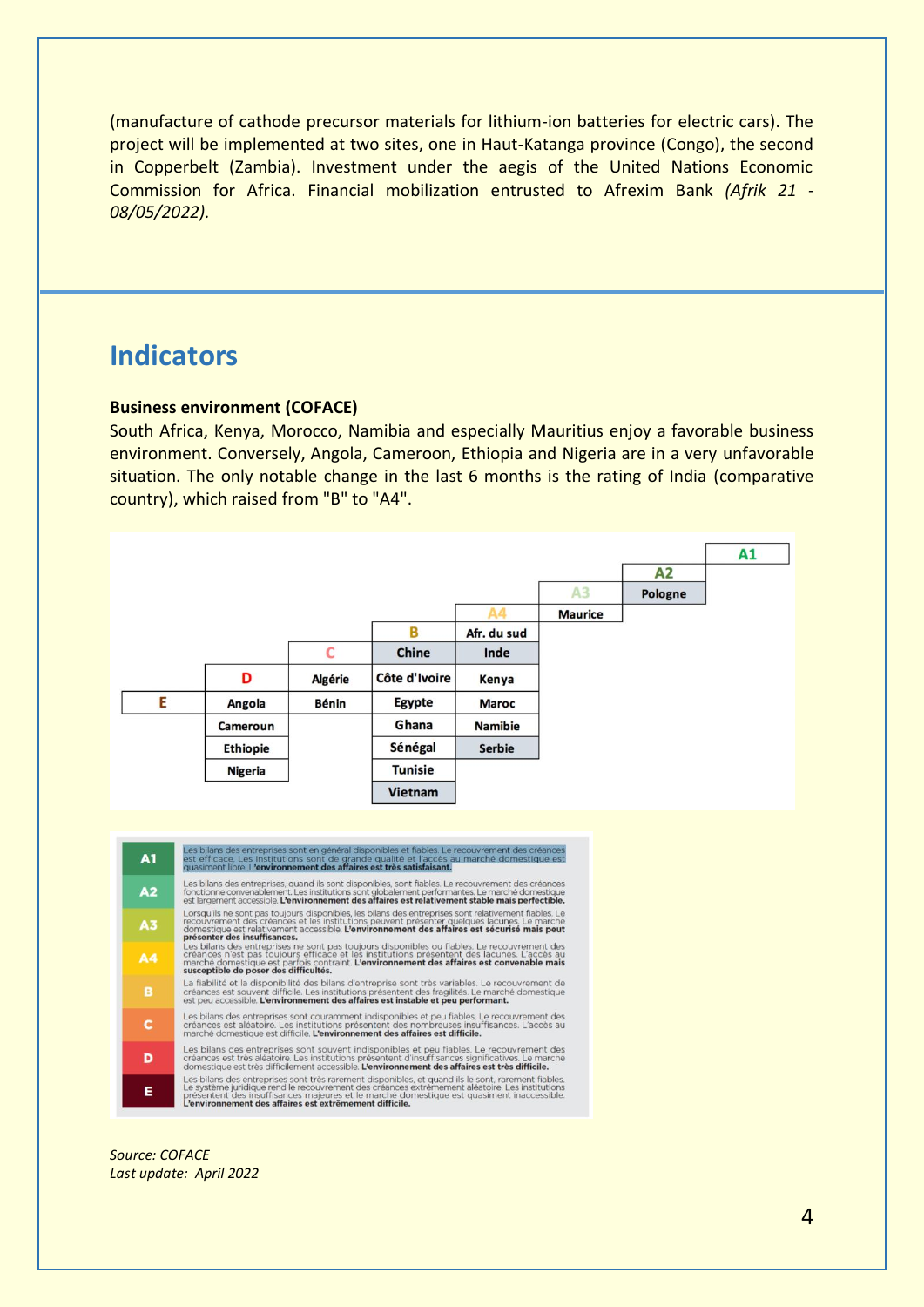(manufacture of cathode precursor materials for lithium-ion batteries for electric cars). The project will be implemented at two sites, one in Haut-Katanga province (Congo), the second in Copperbelt (Zambia). Investment under the aegis of the United Nations Economic Commission for Africa. Financial mobilization entrusted to Afrexim Bank *(Afrik 21 - 08/05/2022).*

## Indicators

**Business environment (COFACE)**

South Africa, Kenya, Morocco, Namibia and especially Mauritius enjoy a favorable business environment. Conversely, Angola, Cameroon, Ethiopia and Nigeria are in a very unfavorable situation. The only notable change in the last 6 months is the rating of India (comparative country), which raised from "B" to "A4".

| E | D | C | B | A4 | A3 | A2 | A1 |
|---|---|---|---|---|---|---|---|
| | Angola | Algérie | Chine | Afr. du sud | Maurice | Pologne | |
| | Cameroun | Bénin | Côte d'Ivoire | Inde | | | |
| | Ethiopie | | Egypte | Kenya | | | |
| | Nigeria | | Ghana | Maroc | | | |
| | | | Sénégal | Namibie | | | |
| | | | Tunisie | Serbie | | | |
| | | | Vietnam | | | | |

| | |
|---|---|
| A1 | Les bilans des entreprises sont en général disponibles et fiables. Le recouvrement des créances est efficace. Les institutions sont de grande qualité et l'accès au marché domestique est quasiment libre. **L'environnement des affaires est très satisfaisant.** |
| A2 | Les bilans des entreprises, quand ils sont disponibles, sont fiables. Le recouvrement des créances fonctionne convenablement. Les institutions sont globalement performantes. Le marché domestique est largement accessible. **L'environnement des affaires est relativement stable mais perfectible.** |
| A3 | Lorsqu'ils ne sont pas toujours disponibles, les bilans des entreprises sont relativement fiables. Le recouvrement des créances et les institutions peuvent présenter quelques lacunes. Le marché domestique est relativement accessible. **L'environnement des affaires est sécurisé mais peut présenter des insuffisances.** |
| A4 | Les bilans des entreprises ne sont pas toujours disponibles ou fiables. Le recouvrement des créances n'est pas toujours efficace et les institutions présentent des lacunes. L'accès au marché domestique est parfois contraint. **L'environnement des affaires est convenable mais susceptible de poser des difficultés.** |
| B | La fiabilité et la disponibilité des bilans d'entreprise sont très variables. Le recouvrement de créances est souvent difficile. Les institutions présentent des fragilités. Le marché domestique est peu accessible. **L'environnement des affaires est instable et peu performant.** |
| C | Les bilans des entreprises sont couramment indisponibles et peu fiables. Le recouvrement des créances est aléatoire. Les institutions présentent des nombreuses insuffisances. L'accès au marché domestique est difficile. **L'environnement des affaires est difficile.** |
| D | Les bilans des entreprises sont souvent indisponibles et peu fiables. Le recouvrement des créances est très aléatoire. Les institutions présentent d'insuffisances significatives. Le marché domestique est très difficilement accessible. **L'environnement des affaires est très difficile.** |
| E | Les bilans des entreprises sont très rarement disponibles, et quand ils le sont, rarement fiables. Le système juridique rend le recouvrement des créances extrêmement aléatoire. Les institutions présentent des insuffisances majeures et le marché domestique est quasiment inaccessible. **L'environnement des affaires est extrêmement difficile.** |

*Source: COFACE*
*Last update: April 2022*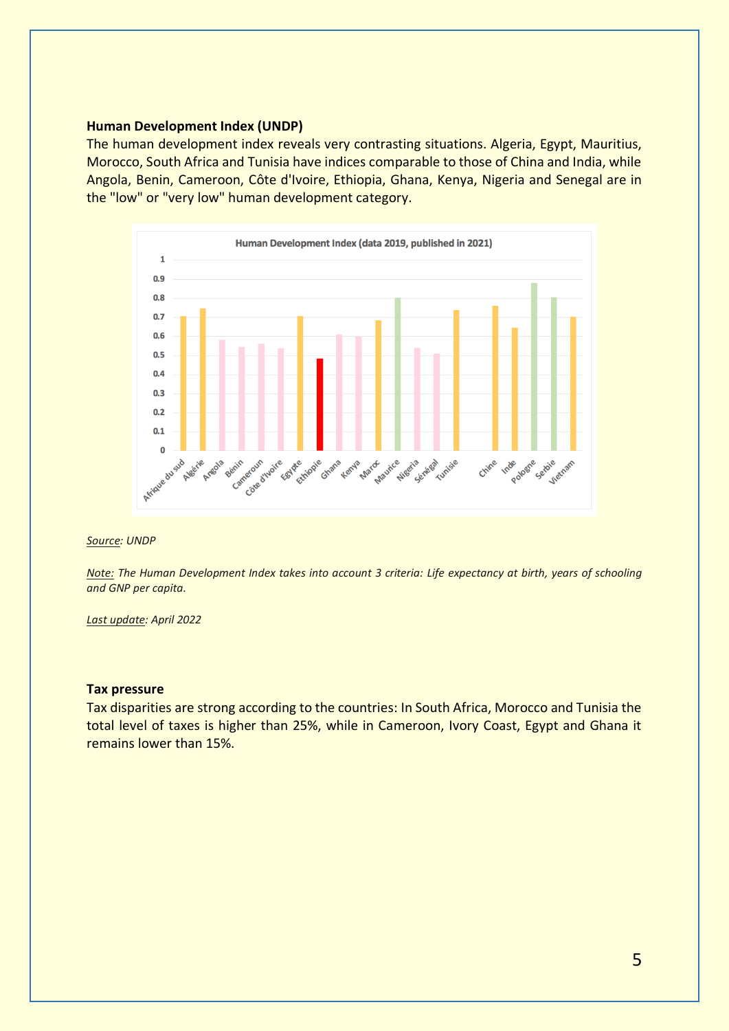**Human Development Index (UNDP)**

The human development index reveals very contrasting situations. Algeria, Egypt, Mauritius, Morocco, South Africa and Tunisia have indices comparable to those of China and India, while Angola, Benin, Cameroon, Côte d'Ivoire, Ethiopia, Ghana, Kenya, Nigeria and Senegal are in the "low" or "very low" human development category.

*Source: UNDP*

*Note: The Human Development Index takes into account 3 criteria: Life expectancy at birth, years of schooling and GNP per capita.*

*Last update: April 2022*

**Tax pressure**

Tax disparities are strong according to the countries: In South Africa, Morocco and Tunisia the total level of taxes is higher than 25%, while in Cameroon, Ivory Coast, Egypt and Ghana it remains lower than 15%.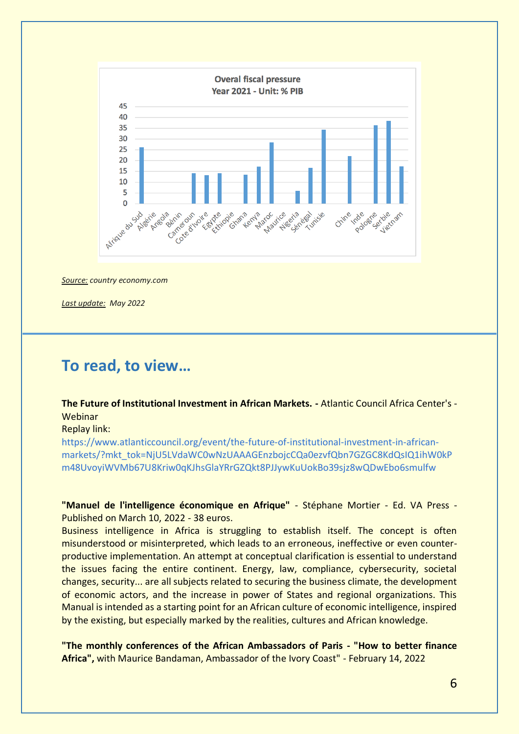**Overal fiscal pressure**
**Year 2021 - Unit: % PIB**

*Source:* country economy.com

*Last update:* May 2022

## To read, to view…

**The Future of Institutional Investment in African Markets. -** Atlantic Council Africa Center's - Webinar
Replay link:
https://www.atlanticcouncil.org/event/the-future-of-institutional-investment-in-african-markets/?mkt_tok=NjU5LVdaWC0wNzUAAAGEnzbojcCQa0ezvfQbn7GZGC8KdQsIQ1ihW0kPm48UvoyiWVMb67U8Kriw0qKJhsGlaYRrGZQkt8PJJywKuUokBo39sjz8wQDwEbo6smulfw

**"Manuel de l'intelligence économique en Afrique"** - Stéphane Mortier - Ed. VA Press - Published on March 10, 2022 - 38 euros.
Business intelligence in Africa is struggling to establish itself. The concept is often misunderstood or misinterpreted, which leads to an erroneous, ineffective or even counter-productive implementation. An attempt at conceptual clarification is essential to understand the issues facing the entire continent. Energy, law, compliance, cybersecurity, societal changes, security... are all subjects related to securing the business climate, the development of economic actors, and the increase in power of States and regional organizations. This Manual is intended as a starting point for an African culture of economic intelligence, inspired by the existing, but especially marked by the realities, cultures and African knowledge.

**"The monthly conferences of the African Ambassadors of Paris - "How to better finance Africa",** with Maurice Bandaman, Ambassador of the Ivory Coast" - February 14, 2022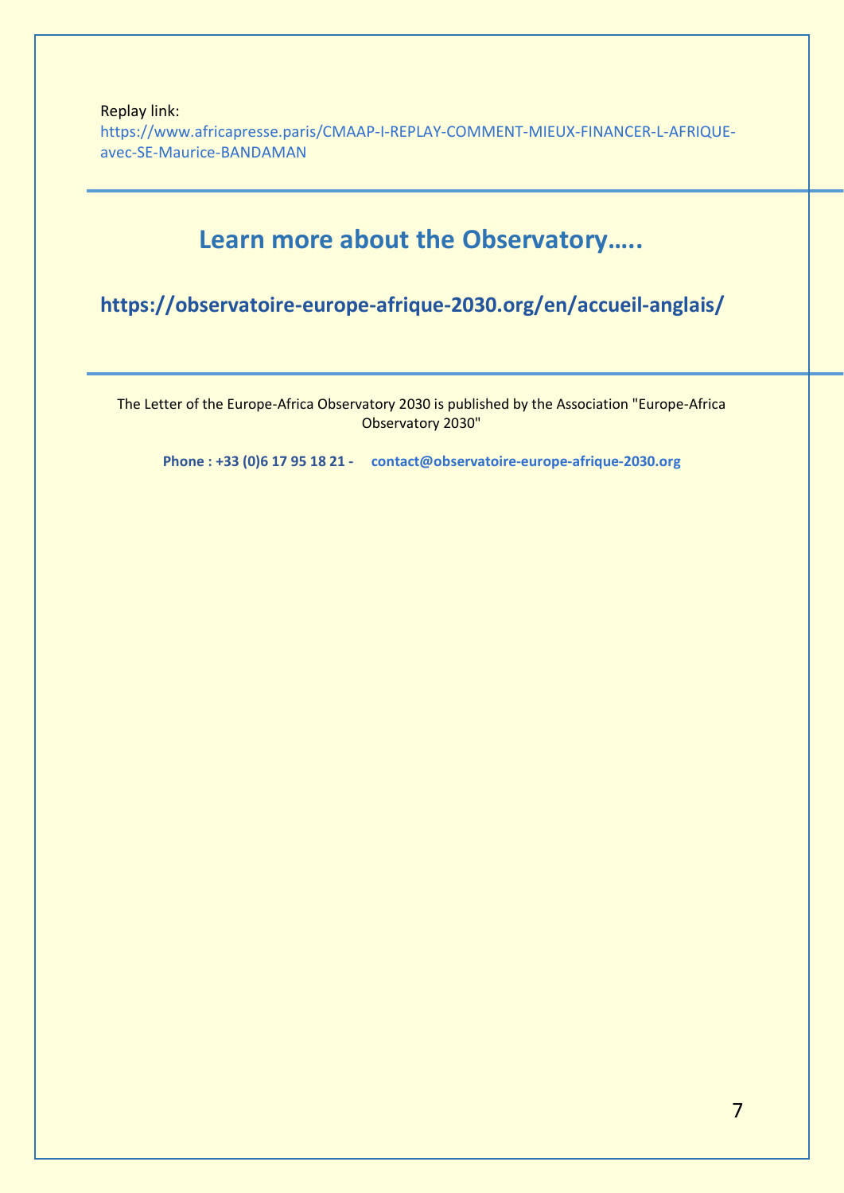Replay link:
https://www.africapresse.paris/CMAAP-I-REPLAY-COMMENT-MIEUX-FINANCER-L-AFRIQUE-avec-SE-Maurice-BANDAMAN

---

## Learn more about the Observatory…..

**https://observatoire-europe-afrique-2030.org/en/accueil-anglais/**

---

The Letter of the Europe-Africa Observatory 2030 is published by the Association "Europe-Africa Observatory 2030"

**Phone : +33 (0)6 17 95 18 21 - contact@observatoire-europe-afrique-2030.org**